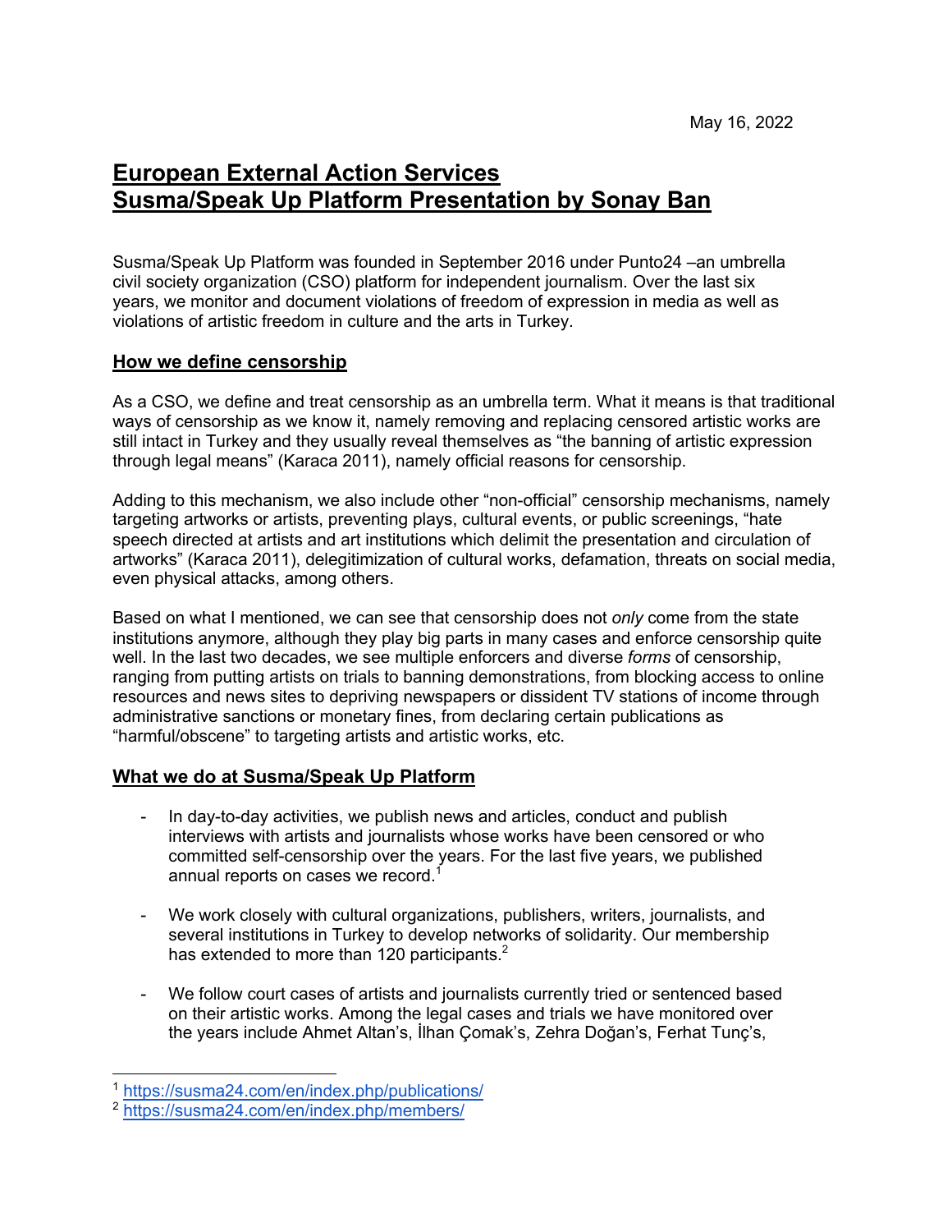May 16, 2022

# European External Action Services
# Susma/Speak Up Platform Presentation by Sonay Ban

Susma/Speak Up Platform was founded in September 2016 under Punto24 –an umbrella civil society organization (CSO) platform for independent journalism. Over the last six years, we monitor and document violations of freedom of expression in media as well as violations of artistic freedom in culture and the arts in Turkey.

## How we define censorship

As a CSO, we define and treat censorship as an umbrella term. What it means is that traditional ways of censorship as we know it, namely removing and replacing censored artistic works are still intact in Turkey and they usually reveal themselves as "the banning of artistic expression through legal means" (Karaca 2011), namely official reasons for censorship.

Adding to this mechanism, we also include other "non-official" censorship mechanisms, namely targeting artworks or artists, preventing plays, cultural events, or public screenings, "hate speech directed at artists and art institutions which delimit the presentation and circulation of artworks" (Karaca 2011), delegitimization of cultural works, defamation, threats on social media, even physical attacks, among others.

Based on what I mentioned, we can see that censorship does not *only* come from the state institutions anymore, although they play big parts in many cases and enforce censorship quite well. In the last two decades, we see multiple enforcers and diverse *forms* of censorship, ranging from putting artists on trials to banning demonstrations, from blocking access to online resources and news sites to depriving newspapers or dissident TV stations of income through administrative sanctions or monetary fines, from declaring certain publications as "harmful/obscene" to targeting artists and artistic works, etc.

## What we do at Susma/Speak Up Platform

- In day-to-day activities, we publish news and articles, conduct and publish interviews with artists and journalists whose works have been censored or who committed self-censorship over the years. For the last five years, we published annual reports on cases we record.[1]

- We work closely with cultural organizations, publishers, writers, journalists, and several institutions in Turkey to develop networks of solidarity. Our membership has extended to more than 120 participants.[2]

- We follow court cases of artists and journalists currently tried or sentenced based on their artistic works. Among the legal cases and trials we have monitored over the years include Ahmet Altan's, İlhan Çomak's, Zehra Doğan's, Ferhat Tunç's,

---

[1] https://susma24.com/en/index.php/publications/

[2] https://susma24.com/en/index.php/members/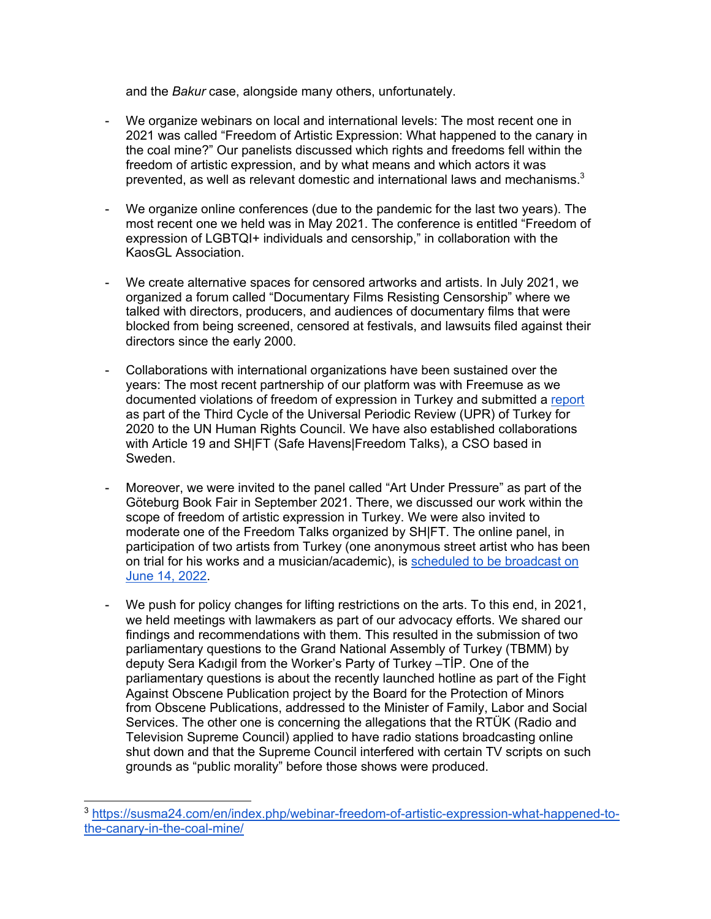and the *Bakur* case, alongside many others, unfortunately.

- We organize webinars on local and international levels: The most recent one in 2021 was called "Freedom of Artistic Expression: What happened to the canary in the coal mine?" Our panelists discussed which rights and freedoms fell within the freedom of artistic expression, and by what means and which actors it was prevented, as well as relevant domestic and international laws and mechanisms.[3]

- We organize online conferences (due to the pandemic for the last two years). The most recent one we held was in May 2021. The conference is entitled "Freedom of expression of LGBTQI+ individuals and censorship," in collaboration with the KaosGL Association.

- We create alternative spaces for censored artworks and artists. In July 2021, we organized a forum called "Documentary Films Resisting Censorship" where we talked with directors, producers, and audiences of documentary films that were blocked from being screened, censored at festivals, and lawsuits filed against their directors since the early 2000.

- Collaborations with international organizations have been sustained over the years: The most recent partnership of our platform was with Freemuse as we documented violations of freedom of expression in Turkey and submitted a report as part of the Third Cycle of the Universal Periodic Review (UPR) of Turkey for 2020 to the UN Human Rights Council. We have also established collaborations with Article 19 and SH|FT (Safe Havens|Freedom Talks), a CSO based in Sweden.

- Moreover, we were invited to the panel called "Art Under Pressure" as part of the Göteburg Book Fair in September 2021. There, we discussed our work within the scope of freedom of artistic expression in Turkey. We were also invited to moderate one of the Freedom Talks organized by SH|FT. The online panel, in participation of two artists from Turkey (one anonymous street artist who has been on trial for his works and a musician/academic), is scheduled to be broadcast on June 14, 2022.

- We push for policy changes for lifting restrictions on the arts. To this end, in 2021, we held meetings with lawmakers as part of our advocacy efforts. We shared our findings and recommendations with them. This resulted in the submission of two parliamentary questions to the Grand National Assembly of Turkey (TBMM) by deputy Sera Kadıgil from the Worker's Party of Turkey –TİP. One of the parliamentary questions is about the recently launched hotline as part of the Fight Against Obscene Publication project by the Board for the Protection of Minors from Obscene Publications, addressed to the Minister of Family, Labor and Social Services. The other one is concerning the allegations that the RTÜK (Radio and Television Supreme Council) applied to have radio stations broadcasting online shut down and that the Supreme Council interfered with certain TV scripts on such grounds as "public morality" before those shows were produced.

[3] https://susma24.com/en/index.php/webinar-freedom-of-artistic-expression-what-happened-to-the-canary-in-the-coal-mine/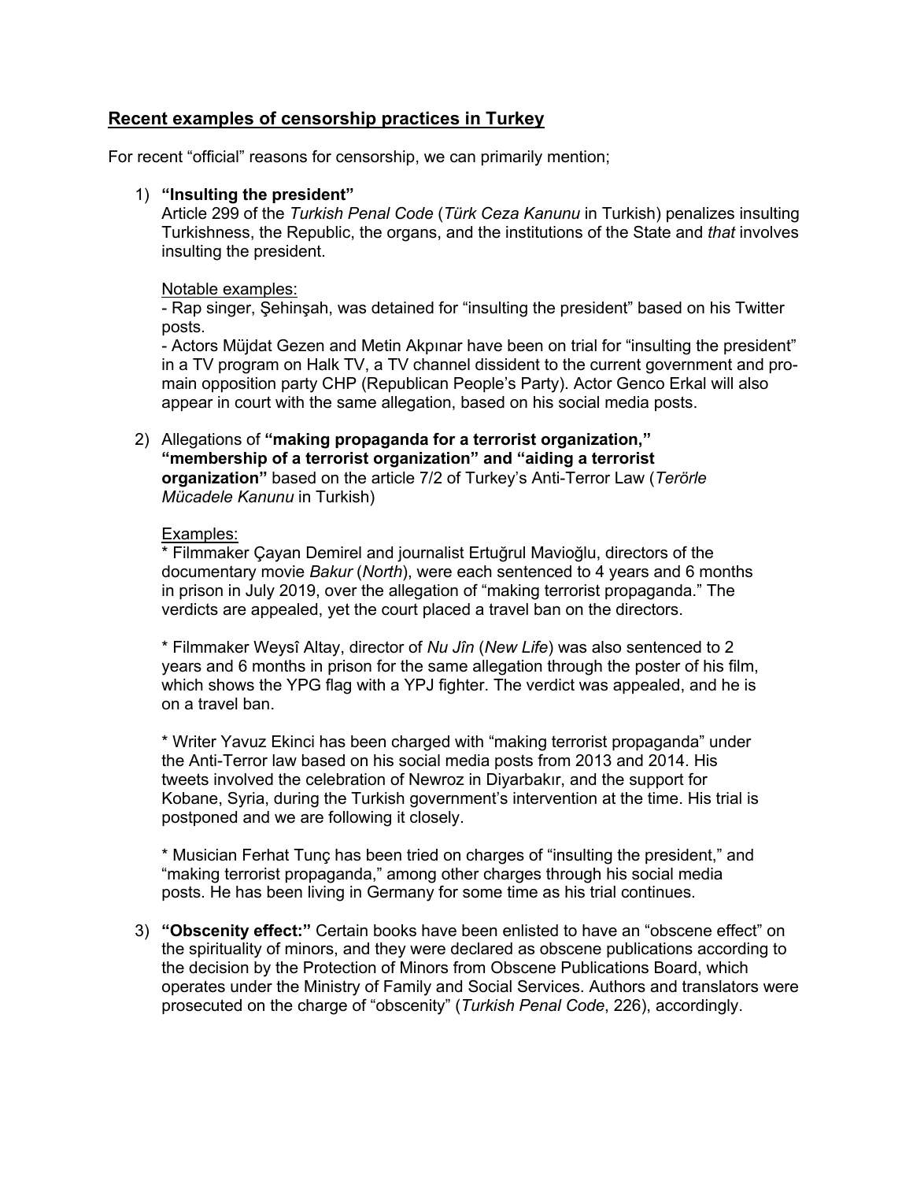## Recent examples of censorship practices in Turkey

For recent "official" reasons for censorship, we can primarily mention;

1) **"Insulting the president"**
   Article 299 of the *Turkish Penal Code* (*Türk Ceza Kanunu* in Turkish) penalizes insulting Turkishness, the Republic, the organs, and the institutions of the State and *that* involves insulting the president.

   Notable examples:
   - Rap singer, Şehinşah, was detained for "insulting the president" based on his Twitter posts.
   - Actors Müjdat Gezen and Metin Akpınar have been on trial for "insulting the president" in a TV program on Halk TV, a TV channel dissident to the current government and pro-main opposition party CHP (Republican People's Party). Actor Genco Erkal will also appear in court with the same allegation, based on his social media posts.

2) Allegations of **"making propaganda for a terrorist organization," "membership of a terrorist organization" and "aiding a terrorist organization"** based on the article 7/2 of Turkey's Anti-Terror Law (*Terörle Mücadele Kanunu* in Turkish)

   Examples:
   * Filmmaker Çayan Demirel and journalist Ertuğrul Mavioğlu, directors of the documentary movie *Bakur* (*North*), were each sentenced to 4 years and 6 months in prison in July 2019, over the allegation of "making terrorist propaganda." The verdicts are appealed, yet the court placed a travel ban on the directors.

   * Filmmaker Weysî Altay, director of *Nu Jîn* (*New Life*) was also sentenced to 2 years and 6 months in prison for the same allegation through the poster of his film, which shows the YPG flag with a YPJ fighter. The verdict was appealed, and he is on a travel ban.

   * Writer Yavuz Ekinci has been charged with "making terrorist propaganda" under the Anti-Terror law based on his social media posts from 2013 and 2014. His tweets involved the celebration of Newroz in Diyarbakır, and the support for Kobane, Syria, during the Turkish government's intervention at the time. His trial is postponed and we are following it closely.

   * Musician Ferhat Tunç has been tried on charges of "insulting the president," and "making terrorist propaganda," among other charges through his social media posts. He has been living in Germany for some time as his trial continues.

3) **"Obscenity effect:"** Certain books have been enlisted to have an "obscene effect" on the spirituality of minors, and they were declared as obscene publications according to the decision by the Protection of Minors from Obscene Publications Board, which operates under the Ministry of Family and Social Services. Authors and translators were prosecuted on the charge of "obscenity" (*Turkish Penal Code*, 226), accordingly.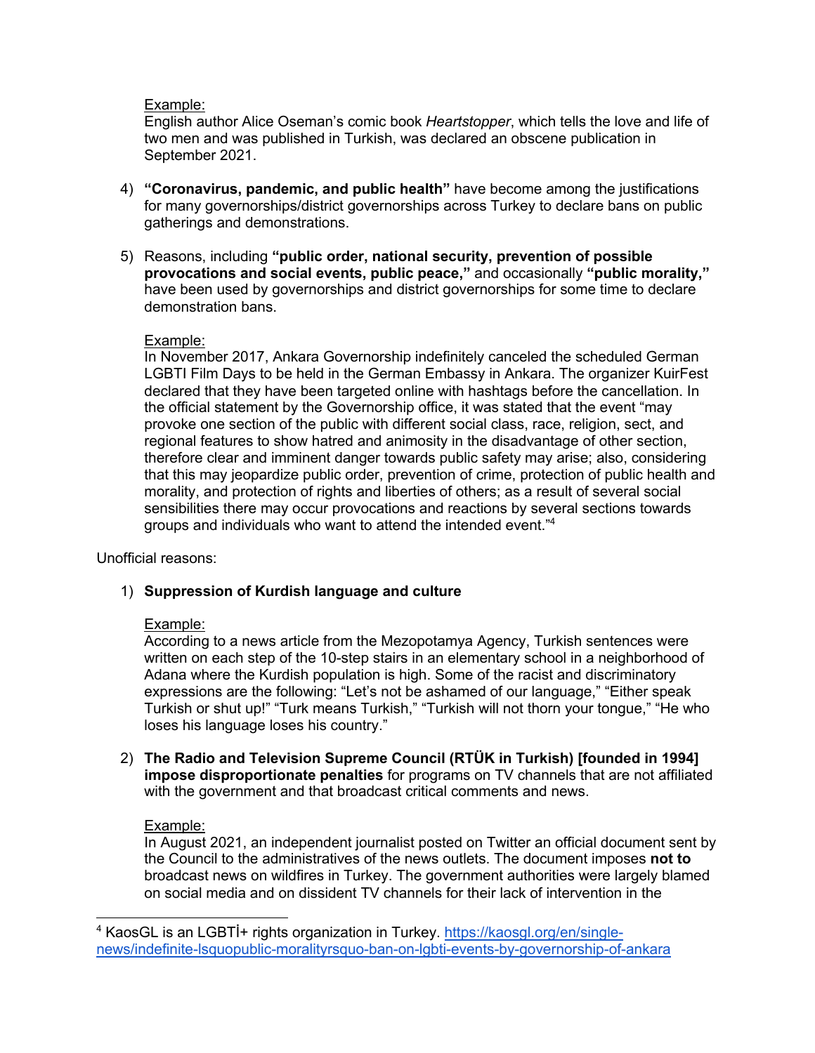Example:
English author Alice Oseman's comic book *Heartstopper*, which tells the love and life of two men and was published in Turkish, was declared an obscene publication in September 2021.

4) **"Coronavirus, pandemic, and public health"** have become among the justifications for many governorships/district governorships across Turkey to declare bans on public gatherings and demonstrations.

5) Reasons, including **"public order, national security, prevention of possible provocations and social events, public peace,"** and occasionally **"public morality,"** have been used by governorships and district governorships for some time to declare demonstration bans.

   Example:
   In November 2017, Ankara Governorship indefinitely canceled the scheduled German LGBTI Film Days to be held in the German Embassy in Ankara. The organizer KuirFest declared that they have been targeted online with hashtags before the cancellation. In the official statement by the Governorship office, it was stated that the event "may provoke one section of the public with different social class, race, religion, sect, and regional features to show hatred and animosity in the disadvantage of other section, therefore clear and imminent danger towards public safety may arise; also, considering that this may jeopardize public order, prevention of crime, protection of public health and morality, and protection of rights and liberties of others; as a result of several social sensibilities there may occur provocations and reactions by several sections towards groups and individuals who want to attend the intended event."[4]

Unofficial reasons:

1) **Suppression of Kurdish language and culture**

   Example:
   According to a news article from the Mezopotamya Agency, Turkish sentences were written on each step of the 10-step stairs in an elementary school in a neighborhood of Adana where the Kurdish population is high. Some of the racist and discriminatory expressions are the following: "Let's not be ashamed of our language," "Either speak Turkish or shut up!" "Turk means Turkish," "Turkish will not thorn your tongue," "He who loses his language loses his country."

2) **The Radio and Television Supreme Council (RTÜK in Turkish) [founded in 1994] impose disproportionate penalties** for programs on TV channels that are not affiliated with the government and that broadcast critical comments and news.

   Example:
   In August 2021, an independent journalist posted on Twitter an official document sent by the Council to the administratives of the news outlets. The document imposes **not to** broadcast news on wildfires in Turkey. The government authorities were largely blamed on social media and on dissident TV channels for their lack of intervention in the

---

[4] KaosGL is an LGBTİ+ rights organization in Turkey. https://kaosgl.org/en/single-news/indefinite-lsquopublic-moralityrsquo-ban-on-lgbti-events-by-governorship-of-ankara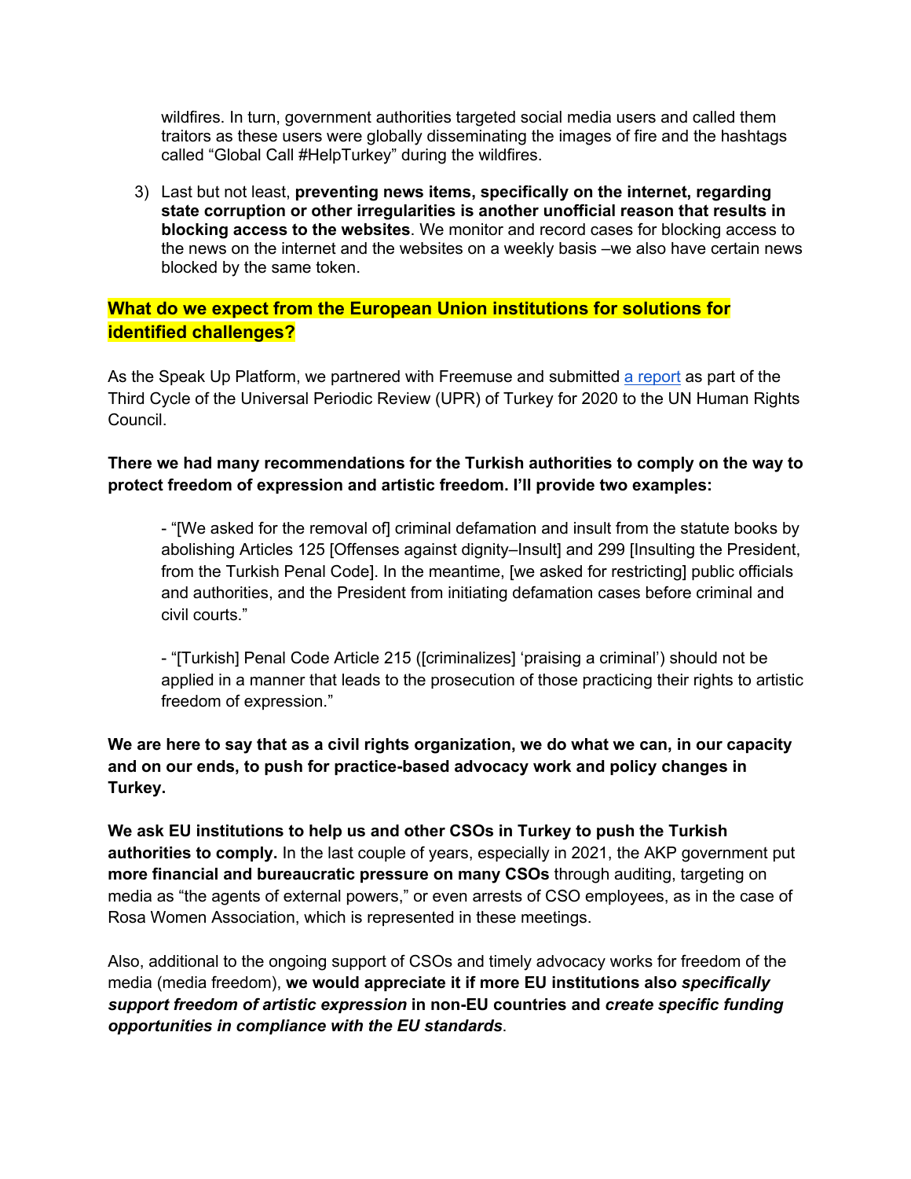wildfires. In turn, government authorities targeted social media users and called them traitors as these users were globally disseminating the images of fire and the hashtags called "Global Call #HelpTurkey" during the wildfires.

3) Last but not least, **preventing news items, specifically on the internet, regarding state corruption or other irregularities is another unofficial reason that results in blocking access to the websites**. We monitor and record cases for blocking access to the news on the internet and the websites on a weekly basis –we also have certain news blocked by the same token.

## What do we expect from the European Union institutions for solutions for identified challenges?

As the Speak Up Platform, we partnered with Freemuse and submitted [a report] as part of the Third Cycle of the Universal Periodic Review (UPR) of Turkey for 2020 to the UN Human Rights Council.

**There we had many recommendations for the Turkish authorities to comply on the way to protect freedom of expression and artistic freedom. I'll provide two examples:**

- "[We asked for the removal of] criminal defamation and insult from the statute books by abolishing Articles 125 [Offenses against dignity–Insult] and 299 [Insulting the President, from the Turkish Penal Code]. In the meantime, [we asked for restricting] public officials and authorities, and the President from initiating defamation cases before criminal and civil courts."

- "[Turkish] Penal Code Article 215 ([criminalizes] 'praising a criminal') should not be applied in a manner that leads to the prosecution of those practicing their rights to artistic freedom of expression."

**We are here to say that as a civil rights organization, we do what we can, in our capacity and on our ends, to push for practice-based advocacy work and policy changes in Turkey.**

**We ask EU institutions to help us and other CSOs in Turkey to push the Turkish authorities to comply.** In the last couple of years, especially in 2021, the AKP government put **more financial and bureaucratic pressure on many CSOs** through auditing, targeting on media as "the agents of external powers," or even arrests of CSO employees, as in the case of Rosa Women Association, which is represented in these meetings.

Also, additional to the ongoing support of CSOs and timely advocacy works for freedom of the media (media freedom), **we would appreciate it if more EU institutions also *specifically support freedom of artistic expression* in non-EU countries and *create specific funding opportunities in compliance with the EU standards*.**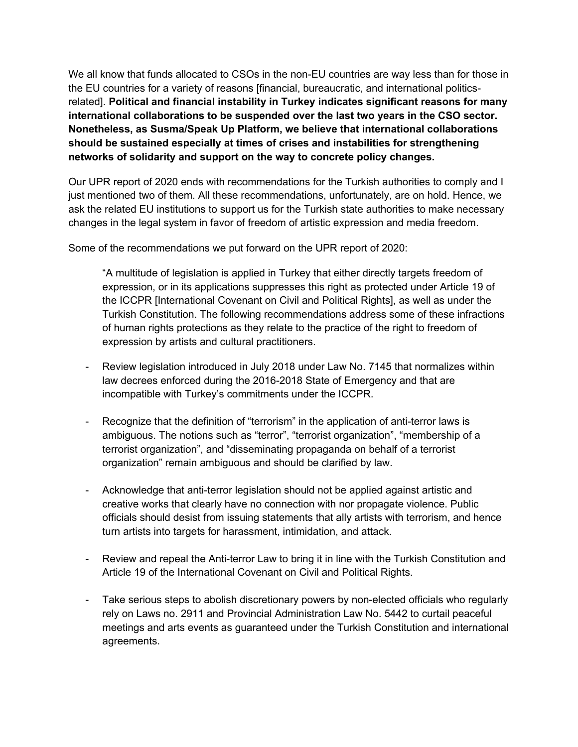We all know that funds allocated to CSOs in the non-EU countries are way less than for those in the EU countries for a variety of reasons [financial, bureaucratic, and international politics-related]. **Political and financial instability in Turkey indicates significant reasons for many international collaborations to be suspended over the last two years in the CSO sector. Nonetheless, as Susma/Speak Up Platform, we believe that international collaborations should be sustained especially at times of crises and instabilities for strengthening networks of solidarity and support on the way to concrete policy changes.**

Our UPR report of 2020 ends with recommendations for the Turkish authorities to comply and I just mentioned two of them. All these recommendations, unfortunately, are on hold. Hence, we ask the related EU institutions to support us for the Turkish state authorities to make necessary changes in the legal system in favor of freedom of artistic expression and media freedom.

Some of the recommendations we put forward on the UPR report of 2020:

> "A multitude of legislation is applied in Turkey that either directly targets freedom of expression, or in its applications suppresses this right as protected under Article 19 of the ICCPR [International Covenant on Civil and Political Rights], as well as under the Turkish Constitution. The following recommendations address some of these infractions of human rights protections as they relate to the practice of the right to freedom of expression by artists and cultural practitioners.

- Review legislation introduced in July 2018 under Law No. 7145 that normalizes within law decrees enforced during the 2016-2018 State of Emergency and that are incompatible with Turkey's commitments under the ICCPR.

- Recognize that the definition of "terrorism" in the application of anti-terror laws is ambiguous. The notions such as "terror", "terrorist organization", "membership of a terrorist organization", and "disseminating propaganda on behalf of a terrorist organization" remain ambiguous and should be clarified by law.

- Acknowledge that anti-terror legislation should not be applied against artistic and creative works that clearly have no connection with nor propagate violence. Public officials should desist from issuing statements that ally artists with terrorism, and hence turn artists into targets for harassment, intimidation, and attack.

- Review and repeal the Anti-terror Law to bring it in line with the Turkish Constitution and Article 19 of the International Covenant on Civil and Political Rights.

- Take serious steps to abolish discretionary powers by non-elected officials who regularly rely on Laws no. 2911 and Provincial Administration Law No. 5442 to curtail peaceful meetings and arts events as guaranteed under the Turkish Constitution and international agreements.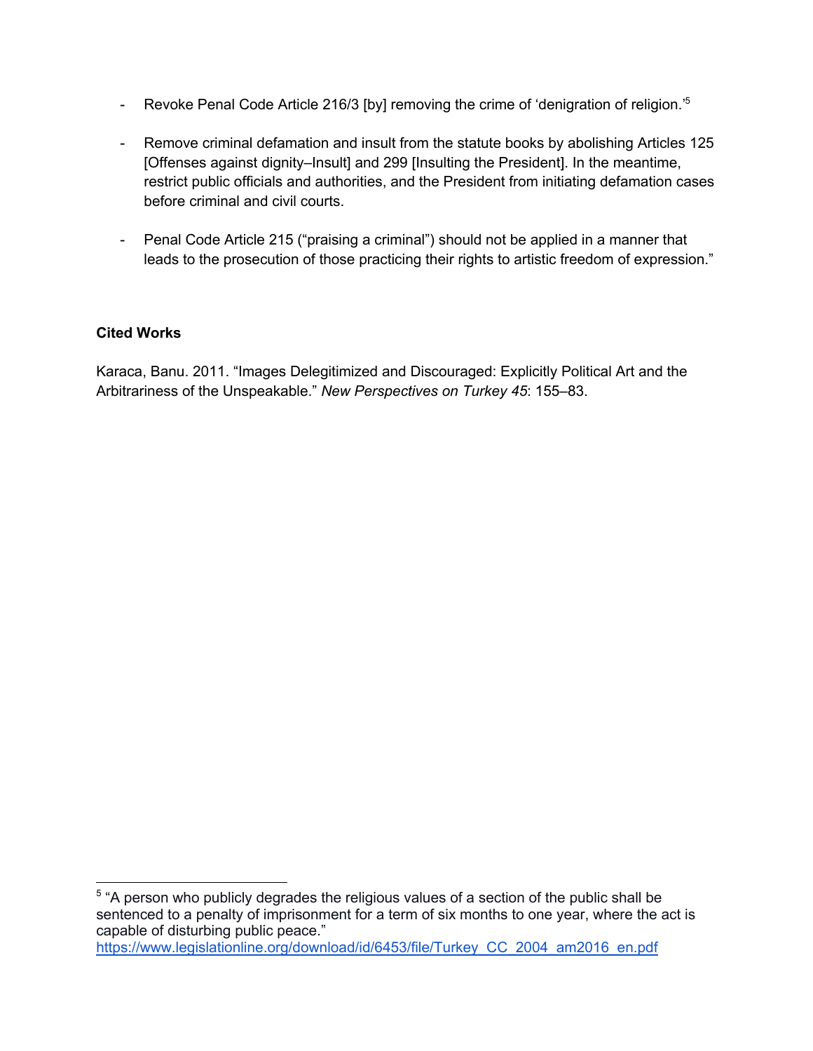- Revoke Penal Code Article 216/3 [by] removing the crime of 'denigration of religion.'[5]

- Remove criminal defamation and insult from the statute books by abolishing Articles 125 [Offenses against dignity–Insult] and 299 [Insulting the President]. In the meantime, restrict public officials and authorities, and the President from initiating defamation cases before criminal and civil courts.

- Penal Code Article 215 ("praising a criminal") should not be applied in a manner that leads to the prosecution of those practicing their rights to artistic freedom of expression."

**Cited Works**

Karaca, Banu. 2011. "Images Delegitimized and Discouraged: Explicitly Political Art and the Arbitrariness of the Unspeakable." *New Perspectives on Turkey 45*: 155–83.

---

[5] "A person who publicly degrades the religious values of a section of the public shall be sentenced to a penalty of imprisonment for a term of six months to one year, where the act is capable of disturbing public peace."
https://www.legislationline.org/download/id/6453/file/Turkey_CC_2004_am2016_en.pdf